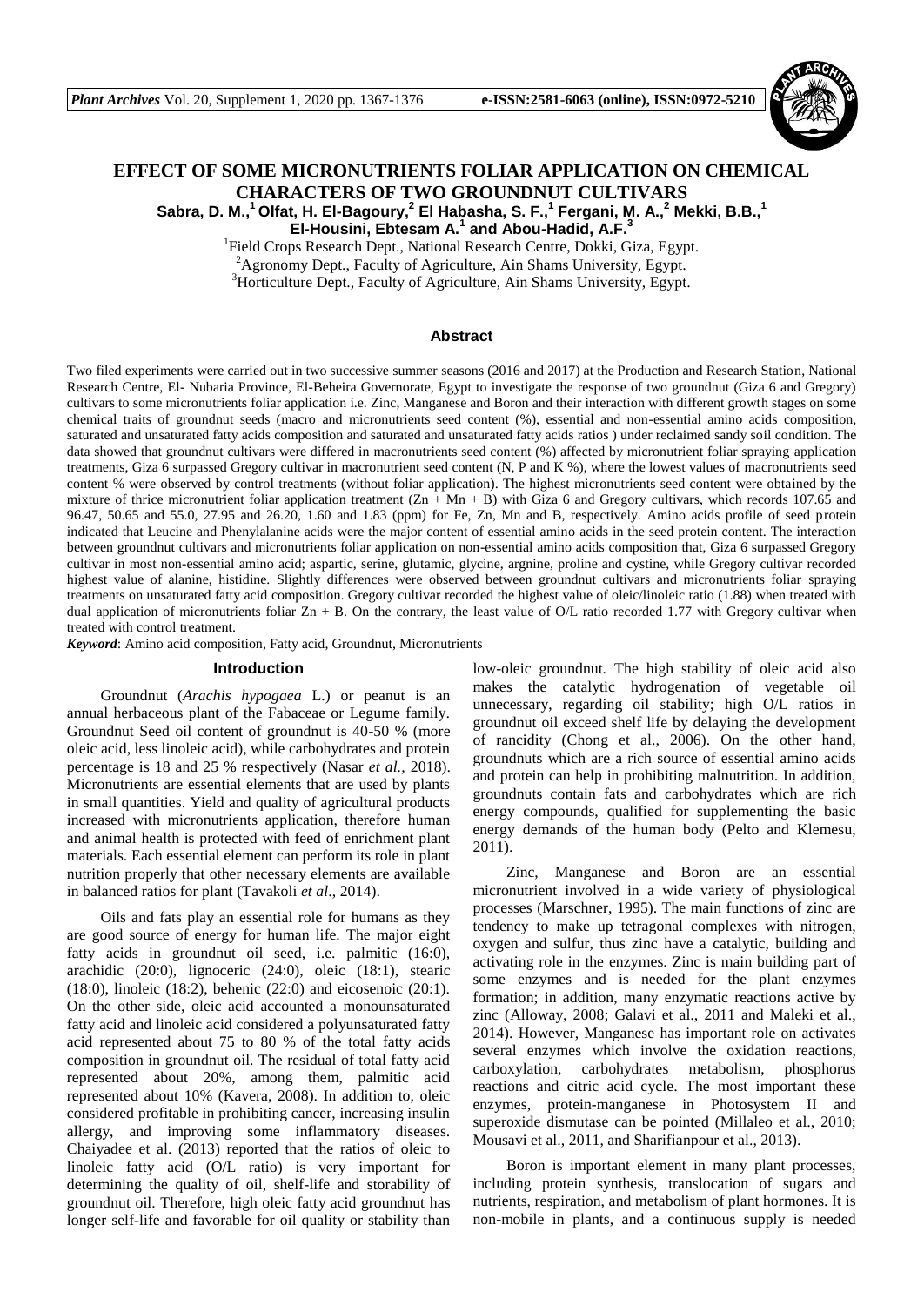# EFFECT OF SOME MICRONUTRIENTS FOLIAR APPLICATION ON CHEMICAL CHARACTERS OF TWO GROUNDNUT CULTIVARS

**Sabra, D. M.,[1] Olfat, H. El-Bagoury,[2] El Habasha, S. F.,[1] Fergani, M. A.,[2] Mekki, B.B.,[1] El-Housini, Ebtesam A.[1] and Abou-Hadid, A.F.[3]**

[1]Field Crops Research Dept., National Research Centre, Dokki, Giza, Egypt.
[2]Agronomy Dept., Faculty of Agriculture, Ain Shams University, Egypt.
[3]Horticulture Dept., Faculty of Agriculture, Ain Shams University, Egypt.

## Abstract

Two filed experiments were carried out in two successive summer seasons (2016 and 2017) at the Production and Research Station, National Research Centre, El- Nubaria Province, El-Beheira Governorate, Egypt to investigate the response of two groundnut (Giza 6 and Gregory) cultivars to some micronutrients foliar application i.e. Zinc, Manganese and Boron and their interaction with different growth stages on some chemical traits of groundnut seeds (macro and micronutrients seed content (%), essential and non-essential amino acids composition, saturated and unsaturated fatty acids composition and saturated and unsaturated fatty acids ratios ) under reclaimed sandy soil condition. The data showed that groundnut cultivars were differed in macronutrients seed content (%) affected by micronutrient foliar spraying application treatments, Giza 6 surpassed Gregory cultivar in macronutrient seed content (N, P and K %), where the lowest values of macronutrients seed content % were observed by control treatments (without foliar application). The highest micronutrients seed content were obtained by the mixture of thrice micronutrient foliar application treatment (Zn + Mn + B) with Giza 6 and Gregory cultivars, which records 107.65 and 96.47, 50.65 and 55.0, 27.95 and 26.20, 1.60 and 1.83 (ppm) for Fe, Zn, Mn and B, respectively. Amino acids profile of seed protein indicated that Leucine and Phenylalanine acids were the major content of essential amino acids in the seed protein content. The interaction between groundnut cultivars and micronutrients foliar application on non-essential amino acids composition that, Giza 6 surpassed Gregory cultivar in most non-essential amino acid; aspartic, serine, glutamic, glycine, argnine, proline and cystine, while Gregory cultivar recorded highest value of alanine, histidine. Slightly differences were observed between groundnut cultivars and micronutrients foliar spraying treatments on unsaturated fatty acid composition. Gregory cultivar recorded the highest value of oleic/linoleic ratio (1.88) when treated with dual application of micronutrients foliar Zn + B. On the contrary, the least value of O/L ratio recorded 1.77 with Gregory cultivar when treated with control treatment.

***Keyword***: Amino acid composition, Fatty acid, Groundnut, Micronutrients

## Introduction

Groundnut (*Arachis hypogaea* L.) or peanut is an annual herbaceous plant of the Fabaceae or Legume family. Groundnut Seed oil content of groundnut is 40-50 % (more oleic acid, less linoleic acid), while carbohydrates and protein percentage is 18 and 25 % respectively (Nasar *et al.,* 2018). Micronutrients are essential elements that are used by plants in small quantities. Yield and quality of agricultural products increased with micronutrients application, therefore human and animal health is protected with feed of enrichment plant materials. Each essential element can perform its role in plant nutrition properly that other necessary elements are available in balanced ratios for plant (Tavakoli *et al*., 2014).

Oils and fats play an essential role for humans as they are good source of energy for human life. The major eight fatty acids in groundnut oil seed, i.e. palmitic (16:0), arachidic (20:0), lignoceric (24:0), oleic (18:1), stearic (18:0), linoleic (18:2), behenic (22:0) and eicosenoic (20:1). On the other side, oleic acid accounted a monounsaturated fatty acid and linoleic acid considered a polyunsaturated fatty acid represented about 75 to 80 % of the total fatty acids composition in groundnut oil. The residual of total fatty acid represented about 20%, among them, palmitic acid represented about 10% (Kavera, 2008). In addition to, oleic considered profitable in prohibiting cancer, increasing insulin allergy, and improving some inflammatory diseases. Chaiyadee et al. (2013) reported that the ratios of oleic to linoleic fatty acid (O/L ratio) is very important for determining the quality of oil, shelf-life and storability of groundnut oil. Therefore, high oleic fatty acid groundnut has longer self-life and favorable for oil quality or stability than low-oleic groundnut. The high stability of oleic acid also makes the catalytic hydrogenation of vegetable oil unnecessary, regarding oil stability; high O/L ratios in groundnut oil exceed shelf life by delaying the development of rancidity (Chong et al., 2006). On the other hand, groundnuts which are a rich source of essential amino acids and protein can help in prohibiting malnutrition. In addition, groundnuts contain fats and carbohydrates which are rich energy compounds, qualified for supplementing the basic energy demands of the human body (Pelto and Klemesu, 2011).

Zinc, Manganese and Boron are an essential micronutrient involved in a wide variety of physiological processes (Marschner, 1995). The main functions of zinc are tendency to make up tetragonal complexes with nitrogen, oxygen and sulfur, thus zinc have a catalytic, building and activating role in the enzymes. Zinc is main building part of some enzymes and is needed for the plant enzymes formation; in addition, many enzymatic reactions active by zinc (Alloway, 2008; Galavi et al., 2011 and Maleki et al., 2014). However, Manganese has important role on activates several enzymes which involve the oxidation reactions, carboxylation, carbohydrates metabolism, phosphorus reactions and citric acid cycle. The most important these enzymes, protein-manganese in Photosystem II and superoxide dismutase can be pointed (Millaleo et al., 2010; Mousavi et al., 2011, and Sharifianpour et al., 2013).

Boron is important element in many plant processes, including protein synthesis, translocation of sugars and nutrients, respiration, and metabolism of plant hormones. It is non-mobile in plants, and a continuous supply is needed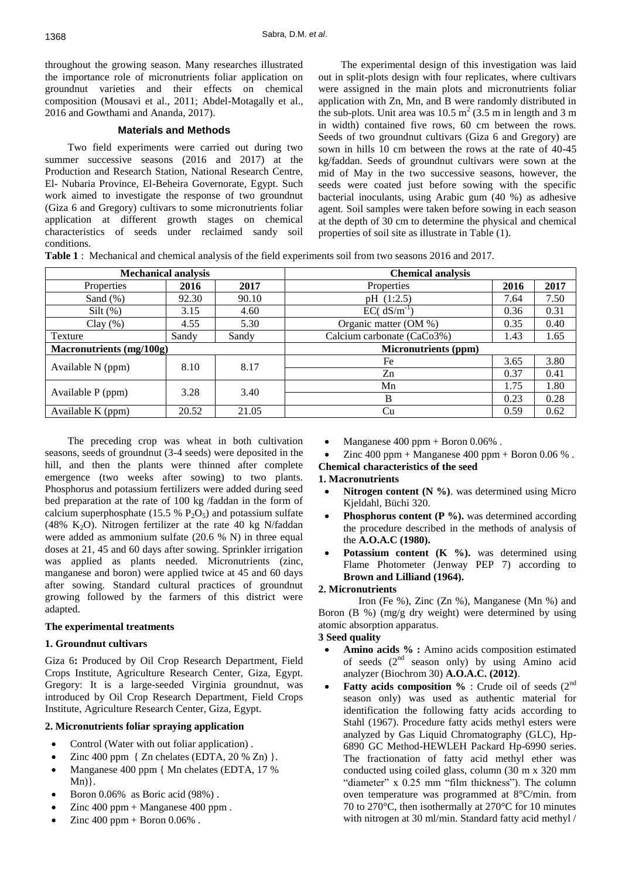throughout the growing season. Many researches illustrated the importance role of micronutrients foliar application on groundnut varieties and their effects on chemical composition (Mousavi et al., 2011; Abdel-Motagally et al., 2016 and Gowthami and Ananda, 2017).

## Materials and Methods

Two field experiments were carried out during two summer successive seasons (2016 and 2017) at the Production and Research Station, National Research Centre, El- Nubaria Province, El-Beheira Governorate, Egypt. Such work aimed to investigate the response of two groundnut (Giza 6 and Gregory) cultivars to some micronutrients foliar application at different growth stages on chemical characteristics of seeds under reclaimed sandy soil conditions.

The experimental design of this investigation was laid out in split-plots design with four replicates, where cultivars were assigned in the main plots and micronutrients foliar application with Zn, Mn, and B were randomly distributed in the sub-plots. Unit area was 10.5 $m^2$ (3.5 m in length and 3 m in width) contained five rows, 60 cm between the rows. Seeds of two groundnut cultivars (Giza 6 and Gregory) are sown in hills 10 cm between the rows at the rate of 40-45 kg/faddan. Seeds of groundnut cultivars were sown at the mid of May in the two successive seasons, however, the seeds were coated just before sowing with the specific bacterial inoculants, using Arabic gum (40 %) as adhesive agent. Soil samples were taken before sowing in each season at the depth of 30 cm to determine the physical and chemical properties of soil site as illustrate in Table (1).

**Table 1** : Mechanical and chemical analysis of the field experiments soil from two seasons 2016 and 2017.

| **Mechanical analysis** | | | **Chemical analysis** | | |
|---|---|---|---|---|---|
| Properties | **2016** | **2017** | Properties | **2016** | **2017** |
| Sand (%) | 92.30 | 90.10 | pH (1:2.5) | 7.64 | 7.50 |
| Silt (%) | 3.15 | 4.60 | EC( $dS/m^{-1}$) | 0.36 | 0.31 |
| Clay (%) | 4.55 | 5.30 | Organic matter (OM %) | 0.35 | 0.40 |
| Texture | Sandy | Sandy | Calcium carbonate (CaCo3%) | 1.43 | 1.65 |
| **Macronutrients (mg/100g)** | | | **Micronutrients (ppm)** | | |
| Available N (ppm) | 8.10 | 8.17 | Fe | 3.65 | 3.80 |
| | | | Zn | 0.37 | 0.41 |
| Available P (ppm) | 3.28 | 3.40 | Mn | 1.75 | 1.80 |
| | | | B | 0.23 | 0.28 |
| Available K (ppm) | 20.52 | 21.05 | Cu | 0.59 | 0.62 |

The preceding crop was wheat in both cultivation seasons, seeds of groundnut (3-4 seeds) were deposited in the hill, and then the plants were thinned after complete emergence (two weeks after sowing) to two plants. Phosphorus and potassium fertilizers were added during seed bed preparation at the rate of 100 kg /faddan in the form of calcium superphosphate (15.5 % $P_2O_5$) and potassium sulfate (48% $K_2O$). Nitrogen fertilizer at the rate 40 kg N/faddan were added as ammonium sulfate (20.6 % N) in three equal doses at 21, 45 and 60 days after sowing. Sprinkler irrigation was applied as plants needed. Micronutrients (zinc, manganese and boron) were applied twice at 45 and 60 days after sowing. Standard cultural practices of groundnut growing followed by the farmers of this district were adapted.

### The experimental treatments

#### 1. Groundnut cultivars

Giza 6**:** Produced by Oil Crop Research Department, Field Crops Institute, Agriculture Research Center, Giza, Egypt. Gregory: It is a large-seeded Virginia groundnut, was introduced by Oil Crop Research Department, Field Crops Institute, Agriculture Research Center, Giza, Egypt.

#### 2. Micronutrients foliar spraying application

- Control (Water with out foliar application) .
- Zinc 400 ppm { Zn chelates (EDTA, 20 % Zn) }.
- Manganese 400 ppm { Mn chelates (EDTA, 17 % Mn)}.
- Boron 0.06% as Boric acid (98%) .
- Zinc 400 ppm + Manganese 400 ppm .
- Zinc 400 ppm + Boron 0.06% .
- Manganese 400 ppm + Boron 0.06% .
- Zinc 400 ppm + Manganese 400 ppm + Boron 0.06 % .

### Chemical characteristics of the seed

#### 1. Macronutrients

- **Nitrogen content (N %)**. was determined using Micro Kjeldahl, Büchi 320.
- **Phosphorus content (P %).** was determined according the procedure described in the methods of analysis of the **A.O.A.C (1980).**
- **Potassium content (K %).** was determined using Flame Photometer (Jenway PEP 7) according to **Brown and Lilliand (1964).**

#### 2. Micronutrients

Iron (Fe %), Zinc (Zn %), Manganese (Mn %) and Boron (B %) (mg/g dry weight) were determined by using atomic absorption apparatus.

#### 3 Seed quality

- **Amino acids % :** Amino acids composition estimated of seeds (2nd season only) by using Amino acid analyzer (Biochrom 30) **A.O.A.C. (2012)**.
- **Fatty acids composition %** : Crude oil of seeds (2nd season only) was used as authentic material for identification the following fatty acids according to Stahl (1967). Procedure fatty acids methyl esters were analyzed by Gas Liquid Chromatography (GLC), Hp-6890 GC Method-HEWLEH Packard Hp-6990 series. The fractionation of fatty acid methyl ether was conducted using coiled glass, column (30 m x 320 mm "diameter" x 0.25 mm "film thickness"). The column oven temperature was programmed at 8°C/min. from 70 to 270°C, then isothermally at 270°C for 10 minutes with nitrogen at 30 ml/min. Standard fatty acid methyl /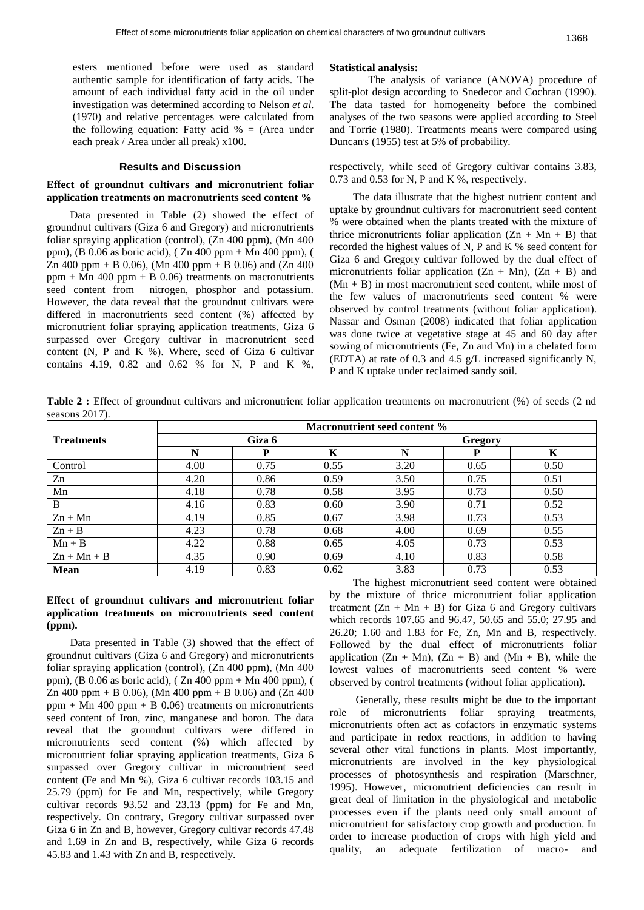esters mentioned before were used as standard authentic sample for identification of fatty acids. The amount of each individual fatty acid in the oil under investigation was determined according to Nelson *et al.* (1970) and relative percentages were calculated from the following equation: Fatty acid % = (Area under each preak / Area under all preak) x100.

**Statistical analysis:**

The analysis of variance (ANOVA) procedure of split-plot design according to Snedecor and Cochran (1990). The data tasted for homogeneity before the combined analyses of the two seasons were applied according to Steel and Torrie (1980). Treatments means were compared using Duncan's (1955) test at 5% of probability.

## Results and Discussion

### Effect of groundnut cultivars and micronutrient foliar application treatments on macronutrients seed content %

Data presented in Table (2) showed the effect of groundnut cultivars (Giza 6 and Gregory) and micronutrients foliar spraying application (control), (Zn 400 ppm), (Mn 400 ppm), (B 0.06 as boric acid), ( Zn 400 ppm + Mn 400 ppm), ( Zn 400 ppm + B 0.06), (Mn 400 ppm + B 0.06) and (Zn 400 ppm + Mn 400 ppm + B 0.06) treatments on macronutrients seed content from nitrogen, phosphor and potassium. However, the data reveal that the groundnut cultivars were differed in macronutrients seed content (%) affected by micronutrient foliar spraying application treatments, Giza 6 surpassed over Gregory cultivar in macronutrient seed content (N, P and K %). Where, seed of Giza 6 cultivar contains 4.19, 0.82 and 0.62 % for N, P and K %, respectively, while seed of Gregory cultivar contains 3.83, 0.73 and 0.53 for N, P and K %, respectively.

The data illustrate that the highest nutrient content and uptake by groundnut cultivars for macronutrient seed content % were obtained when the plants treated with the mixture of thrice micronutrients foliar application (Zn + Mn + B) that recorded the highest values of N, P and K % seed content for Giza 6 and Gregory cultivar followed by the dual effect of micronutrients foliar application (Zn + Mn), (Zn + B) and (Mn + B) in most macronutrient seed content, while most of the few values of macronutrients seed content % were observed by control treatments (without foliar application). Nassar and Osman (2008) indicated that foliar application was done twice at vegetative stage at 45 and 60 day after sowing of micronutrients (Fe, Zn and Mn) in a chelated form (EDTA) at rate of 0.3 and 4.5 g/L increased significantly N, P and K uptake under reclaimed sandy soil.

**Table 2 :** Effect of groundnut cultivars and micronutrient foliar application treatments on macronutrient (%) of seeds (2 nd seasons 2017).

| Treatments | Macronutrient seed content % | | | | | |
|---|---|---|---|---|---|---|
| | Giza 6 | | | Gregory | | |
| | N | P | K | N | P | K |
| Control | 4.00 | 0.75 | 0.55 | 3.20 | 0.65 | 0.50 |
| Zn | 4.20 | 0.86 | 0.59 | 3.50 | 0.75 | 0.51 |
| Mn | 4.18 | 0.78 | 0.58 | 3.95 | 0.73 | 0.50 |
| B | 4.16 | 0.83 | 0.60 | 3.90 | 0.71 | 0.52 |
| Zn + Mn | 4.19 | 0.85 | 0.67 | 3.98 | 0.73 | 0.53 |
| Zn + B | 4.23 | 0.78 | 0.68 | 4.00 | 0.69 | 0.55 |
| Mn + B | 4.22 | 0.88 | 0.65 | 4.05 | 0.73 | 0.53 |
| Zn + Mn + B | 4.35 | 0.90 | 0.69 | 4.10 | 0.83 | 0.58 |
| **Mean** | 4.19 | 0.83 | 0.62 | 3.83 | 0.73 | 0.53 |

### Effect of groundnut cultivars and micronutrient foliar application treatments on micronutrients seed content (ppm).

Data presented in Table (3) showed that the effect of groundnut cultivars (Giza 6 and Gregory) and micronutrients foliar spraying application (control), (Zn 400 ppm), (Mn 400 ppm), (B 0.06 as boric acid), ( Zn 400 ppm + Mn 400 ppm), ( Zn 400 ppm + B 0.06), (Mn 400 ppm + B 0.06) and (Zn 400 ppm + Mn 400 ppm + B 0.06) treatments on micronutrients seed content of Iron, zinc, manganese and boron. The data reveal that the groundnut cultivars were differed in micronutrients seed content (%) which affected by micronutrient foliar spraying application treatments, Giza 6 surpassed over Gregory cultivar in micronutrient seed content (Fe and Mn %), Giza 6 cultivar records 103.15 and 25.79 (ppm) for Fe and Mn, respectively, while Gregory cultivar records 93.52 and 23.13 (ppm) for Fe and Mn, respectively. On contrary, Gregory cultivar surpassed over Giza 6 in Zn and B, however, Gregory cultivar records 47.48 and 1.69 in Zn and B, respectively, while Giza 6 records 45.83 and 1.43 with Zn and B, respectively.

The highest micronutrient seed content were obtained by the mixture of thrice micronutrient foliar application treatment (Zn + Mn + B) for Giza 6 and Gregory cultivars which records 107.65 and 96.47, 50.65 and 55.0; 27.95 and 26.20; 1.60 and 1.83 for Fe, Zn, Mn and B, respectively. Followed by the dual effect of micronutrients foliar application (Zn + Mn), (Zn + B) and (Mn + B), while the lowest values of macronutrients seed content % were observed by control treatments (without foliar application).

Generally, these results might be due to the important role of micronutrients foliar spraying treatments, micronutrients often act as cofactors in enzymatic systems and participate in redox reactions, in addition to having several other vital functions in plants. Most importantly, micronutrients are involved in the key physiological processes of photosynthesis and respiration (Marschner, 1995). However, micronutrient deficiencies can result in great deal of limitation in the physiological and metabolic processes even if the plants need only small amount of micronutrient for satisfactory crop growth and production. In order to increase production of crops with high yield and quality, an adequate fertilization of macro- and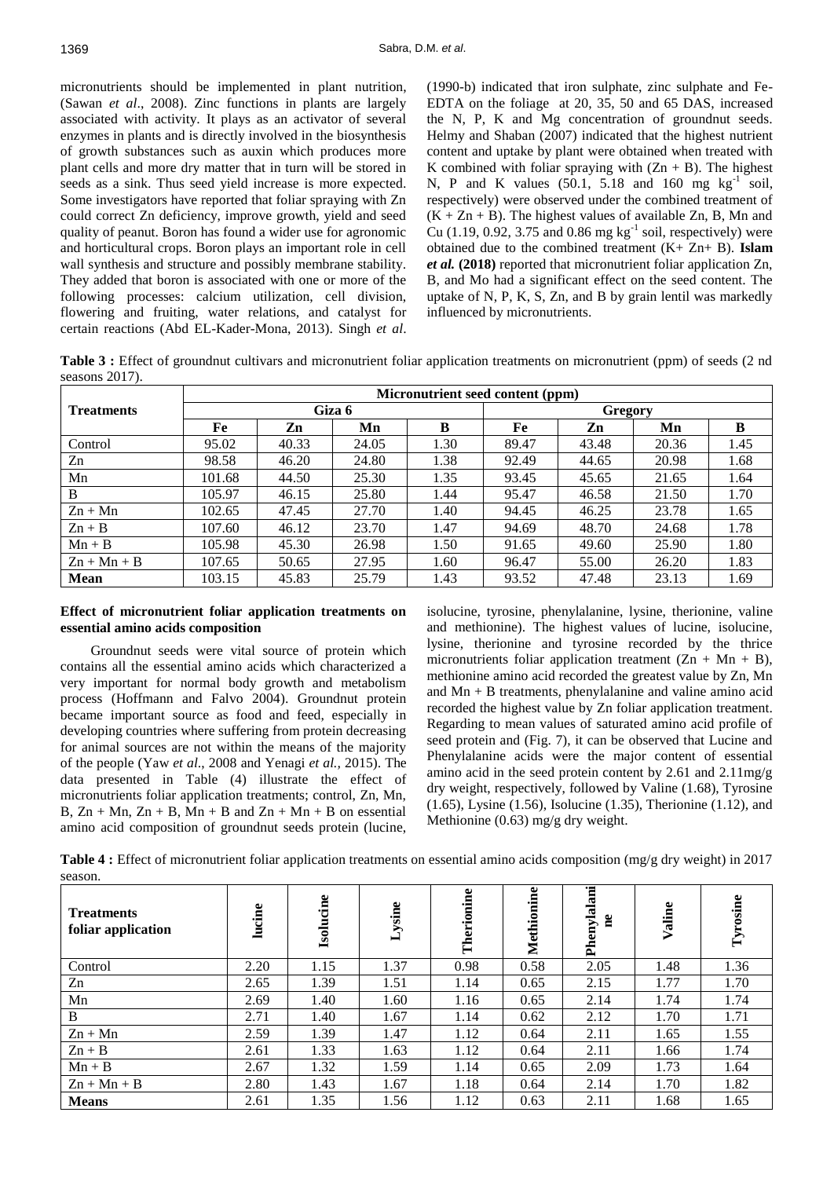micronutrients should be implemented in plant nutrition, (Sawan *et al*., 2008). Zinc functions in plants are largely associated with activity. It plays as an activator of several enzymes in plants and is directly involved in the biosynthesis of growth substances such as auxin which produces more plant cells and more dry matter that in turn will be stored in seeds as a sink. Thus seed yield increase is more expected. Some investigators have reported that foliar spraying with Zn could correct Zn deficiency, improve growth, yield and seed quality of peanut. Boron has found a wider use for agronomic and horticultural crops. Boron plays an important role in cell wall synthesis and structure and possibly membrane stability. They added that boron is associated with one or more of the following processes: calcium utilization, cell division, flowering and fruiting, water relations, and catalyst for certain reactions (Abd EL-Kader-Mona, 2013). Singh *et al*. (1990-b) indicated that iron sulphate, zinc sulphate and Fe-EDTA on the foliage at 20, 35, 50 and 65 DAS, increased the N, P, K and Mg concentration of groundnut seeds. Helmy and Shaban (2007) indicated that the highest nutrient content and uptake by plant were obtained when treated with K combined with foliar spraying with (Zn + B). The highest N, P and K values (50.1, 5.18 and 160 mg $kg^{-1}$ soil, respectively) were observed under the combined treatment of (K + Zn + B). The highest values of available Zn, B, Mn and Cu (1.19, 0.92, 3.75 and 0.86 mg $kg^{-1}$ soil, respectively) were obtained due to the combined treatment (K+ Zn+ B). **Islam *et al.* (2018)** reported that micronutrient foliar application Zn, B, and Mo had a significant effect on the seed content. The uptake of N, P, K, S, Zn, and B by grain lentil was markedly influenced by micronutrients.

**Table 3 :** Effect of groundnut cultivars and micronutrient foliar application treatments on micronutrient (ppm) of seeds (2 nd seasons 2017).

| Treatments | Micronutrient seed content (ppm) | | | | | | | |
|---|---|---|---|---|---|---|---|---|
| | Giza 6 | | | | Gregory | | | |
| | Fe | Zn | Mn | B | Fe | Zn | Mn | B |
| Control | 95.02 | 40.33 | 24.05 | 1.30 | 89.47 | 43.48 | 20.36 | 1.45 |
| Zn | 98.58 | 46.20 | 24.80 | 1.38 | 92.49 | 44.65 | 20.98 | 1.68 |
| Mn | 101.68 | 44.50 | 25.30 | 1.35 | 93.45 | 45.65 | 21.65 | 1.64 |
| B | 105.97 | 46.15 | 25.80 | 1.44 | 95.47 | 46.58 | 21.50 | 1.70 |
| Zn + Mn | 102.65 | 47.45 | 27.70 | 1.40 | 94.45 | 46.25 | 23.78 | 1.65 |
| Zn + B | 107.60 | 46.12 | 23.70 | 1.47 | 94.69 | 48.70 | 24.68 | 1.78 |
| Mn + B | 105.98 | 45.30 | 26.98 | 1.50 | 91.65 | 49.60 | 25.90 | 1.80 |
| Zn + Mn + B | 107.65 | 50.65 | 27.95 | 1.60 | 96.47 | 55.00 | 26.20 | 1.83 |
| **Mean** | 103.15 | 45.83 | 25.79 | 1.43 | 93.52 | 47.48 | 23.13 | 1.69 |

### Effect of micronutrient foliar application treatments on essential amino acids composition

Groundnut seeds were vital source of protein which contains all the essential amino acids which characterized a very important for normal body growth and metabolism process (Hoffmann and Falvo 2004). Groundnut protein became important source as food and feed, especially in developing countries where suffering from protein decreasing for animal sources are not within the means of the majority of the people (Yaw *et al*., 2008 and Yenagi *et al.,* 2015). The data presented in Table (4) illustrate the effect of micronutrients foliar application treatments; control, Zn, Mn, B, Zn + Mn, Zn + B, Mn + B and Zn + Mn + B on essential amino acid composition of groundnut seeds protein (lucine, isolucine, tyrosine, phenylalanine, lysine, therionine, valine and methionine). The highest values of lucine, isolucine, lysine, therionine and tyrosine recorded by the thrice micronutrients foliar application treatment (Zn + Mn + B), methionine amino acid recorded the greatest value by Zn, Mn and Mn + B treatments, phenylalanine and valine amino acid recorded the highest value by Zn foliar application treatment. Regarding to mean values of saturated amino acid profile of seed protein and (Fig. 7), it can be observed that Lucine and Phenylalanine acids were the major content of essential amino acid in the seed protein content by 2.61 and 2.11mg/g dry weight, respectively, followed by Valine (1.68), Tyrosine (1.65), Lysine (1.56), Isolucine (1.35), Therionine (1.12), and Methionine (0.63) mg/g dry weight.

**Table 4 :** Effect of micronutrient foliar application treatments on essential amino acids composition (mg/g dry weight) in 2017 season.

| Treatments foliar application | lucine | Isolucine | Lysine | Therionine | Methionine | Phenylalanine | Valine | Tyrosine |
|---|---|---|---|---|---|---|---|---|
| Control | 2.20 | 1.15 | 1.37 | 0.98 | 0.58 | 2.05 | 1.48 | 1.36 |
| Zn | 2.65 | 1.39 | 1.51 | 1.14 | 0.65 | 2.15 | 1.77 | 1.70 |
| Mn | 2.69 | 1.40 | 1.60 | 1.16 | 0.65 | 2.14 | 1.74 | 1.74 |
| B | 2.71 | 1.40 | 1.67 | 1.14 | 0.62 | 2.12 | 1.70 | 1.71 |
| Zn + Mn | 2.59 | 1.39 | 1.47 | 1.12 | 0.64 | 2.11 | 1.65 | 1.55 |
| Zn + B | 2.61 | 1.33 | 1.63 | 1.12 | 0.64 | 2.11 | 1.66 | 1.74 |
| Mn + B | 2.67 | 1.32 | 1.59 | 1.14 | 0.65 | 2.09 | 1.73 | 1.64 |
| Zn + Mn + B | 2.80 | 1.43 | 1.67 | 1.18 | 0.64 | 2.14 | 1.70 | 1.82 |
| **Means** | 2.61 | 1.35 | 1.56 | 1.12 | 0.63 | 2.11 | 1.68 | 1.65 |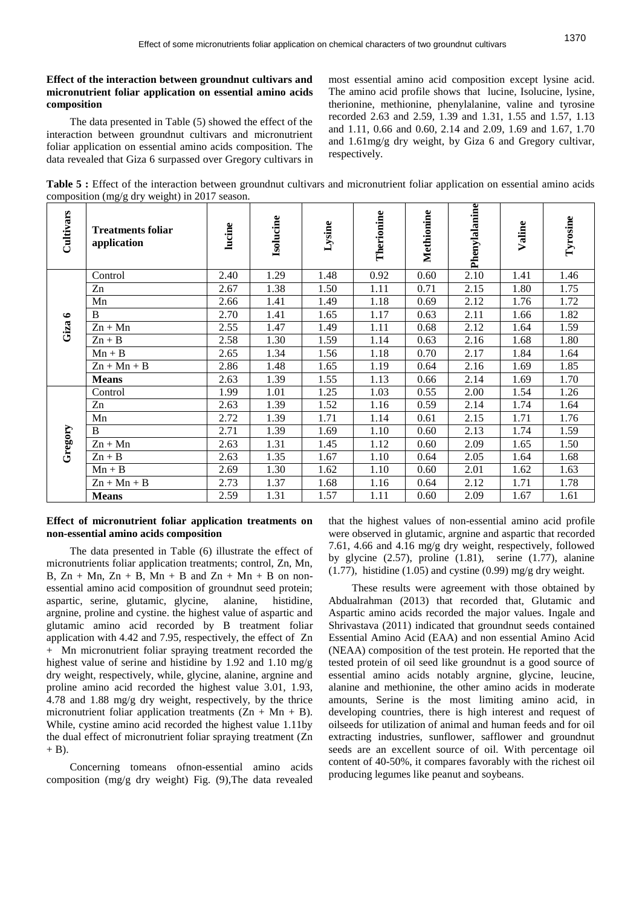### Effect of the interaction between groundnut cultivars and micronutrient foliar application on essential amino acids composition

The data presented in Table (5) showed the effect of the interaction between groundnut cultivars and micronutrient foliar application on essential amino acids composition. The data revealed that Giza 6 surpassed over Gregory cultivars in most essential amino acid composition except lysine acid. The amino acid profile shows that lucine, Isolucine, lysine, therionine, methionine, phenylalanine, valine and tyrosine recorded 2.63 and 2.59, 1.39 and 1.31, 1.55 and 1.57, 1.13 and 1.11, 0.66 and 0.60, 2.14 and 2.09, 1.69 and 1.67, 1.70 and 1.61mg/g dry weight, by Giza 6 and Gregory cultivar, respectively.

**Table 5 :** Effect of the interaction between groundnut cultivars and micronutrient foliar application on essential amino acids composition (mg/g dry weight) in 2017 season.

| Cultivars | Treatments foliar application | lucine | Isolucine | Lysine | Therionine | Methionine | Phenylalanine | Valine | Tyrosine |
|---|---|---|---|---|---|---|---|---|---|
| Giza 6 | Control | 2.40 | 1.29 | 1.48 | 0.92 | 0.60 | 2.10 | 1.41 | 1.46 |
| | Zn | 2.67 | 1.38 | 1.50 | 1.11 | 0.71 | 2.15 | 1.80 | 1.75 |
| | Mn | 2.66 | 1.41 | 1.49 | 1.18 | 0.69 | 2.12 | 1.76 | 1.72 |
| | B | 2.70 | 1.41 | 1.65 | 1.17 | 0.63 | 2.11 | 1.66 | 1.82 |
| | Zn + Mn | 2.55 | 1.47 | 1.49 | 1.11 | 0.68 | 2.12 | 1.64 | 1.59 |
| | Zn + B | 2.58 | 1.30 | 1.59 | 1.14 | 0.63 | 2.16 | 1.68 | 1.80 |
| | Mn + B | 2.65 | 1.34 | 1.56 | 1.18 | 0.70 | 2.17 | 1.84 | 1.64 |
| | Zn + Mn + B | 2.86 | 1.48 | 1.65 | 1.19 | 0.64 | 2.16 | 1.69 | 1.85 |
| | **Means** | 2.63 | 1.39 | 1.55 | 1.13 | 0.66 | 2.14 | 1.69 | 1.70 |
| Gregory | Control | 1.99 | 1.01 | 1.25 | 1.03 | 0.55 | 2.00 | 1.54 | 1.26 |
| | Zn | 2.63 | 1.39 | 1.52 | 1.16 | 0.59 | 2.14 | 1.74 | 1.64 |
| | Mn | 2.72 | 1.39 | 1.71 | 1.14 | 0.61 | 2.15 | 1.71 | 1.76 |
| | B | 2.71 | 1.39 | 1.69 | 1.10 | 0.60 | 2.13 | 1.74 | 1.59 |
| | Zn + Mn | 2.63 | 1.31 | 1.45 | 1.12 | 0.60 | 2.09 | 1.65 | 1.50 |
| | Zn + B | 2.63 | 1.35 | 1.67 | 1.10 | 0.64 | 2.05 | 1.64 | 1.68 |
| | Mn + B | 2.69 | 1.30 | 1.62 | 1.10 | 0.60 | 2.01 | 1.62 | 1.63 |
| | Zn + Mn + B | 2.73 | 1.37 | 1.68 | 1.16 | 0.64 | 2.12 | 1.71 | 1.78 |
| | **Means** | 2.59 | 1.31 | 1.57 | 1.11 | 0.60 | 2.09 | 1.67 | 1.61 |

### Effect of micronutrient foliar application treatments on non-essential amino acids composition

The data presented in Table (6) illustrate the effect of micronutrients foliar application treatments; control, Zn, Mn, B, Zn + Mn, Zn + B, Mn + B and Zn + Mn + B on non-essential amino acid composition of groundnut seed protein; aspartic, serine, glutamic, glycine, alanine, histidine, argnine, proline and cystine. the highest value of aspartic and glutamic amino acid recorded by B treatment foliar application with 4.42 and 7.95, respectively, the effect of Zn + Mn micronutrient foliar spraying treatment recorded the highest value of serine and histidine by 1.92 and 1.10 mg/g dry weight, respectively, while, glycine, alanine, argnine and proline amino acid recorded the highest value 3.01, 1.93, 4.78 and 1.88 mg/g dry weight, respectively, by the thrice micronutrient foliar application treatments (Zn + Mn + B). While, cystine amino acid recorded the highest value 1.11by the dual effect of micronutrient foliar spraying treatment (Zn + B).

Concerning tomeans ofnon-essential amino acids composition (mg/g dry weight) Fig. (9),The data revealed that the highest values of non-essential amino acid profile were observed in glutamic, argnine and aspartic that recorded 7.61, 4.66 and 4.16 mg/g dry weight, respectively, followed by glycine (2.57), proline (1.81), serine (1.77), alanine (1.77), histidine (1.05) and cystine (0.99) mg/g dry weight.

These results were agreement with those obtained by Abdualrahman (2013) that recorded that, Glutamic and Aspartic amino acids recorded the major values. Ingale and Shrivastava (2011) indicated that groundnut seeds contained Essential Amino Acid (EAA) and non essential Amino Acid (NEAA) composition of the test protein. He reported that the tested protein of oil seed like groundnut is a good source of essential amino acids notably argnine, glycine, leucine, alanine and methionine, the other amino acids in moderate amounts, Serine is the most limiting amino acid, in developing countries, there is high interest and request of oilseeds for utilization of animal and human feeds and for oil extracting industries, sunflower, safflower and groundnut seeds are an excellent source of oil. With percentage oil content of 40-50%, it compares favorably with the richest oil producing legumes like peanut and soybeans.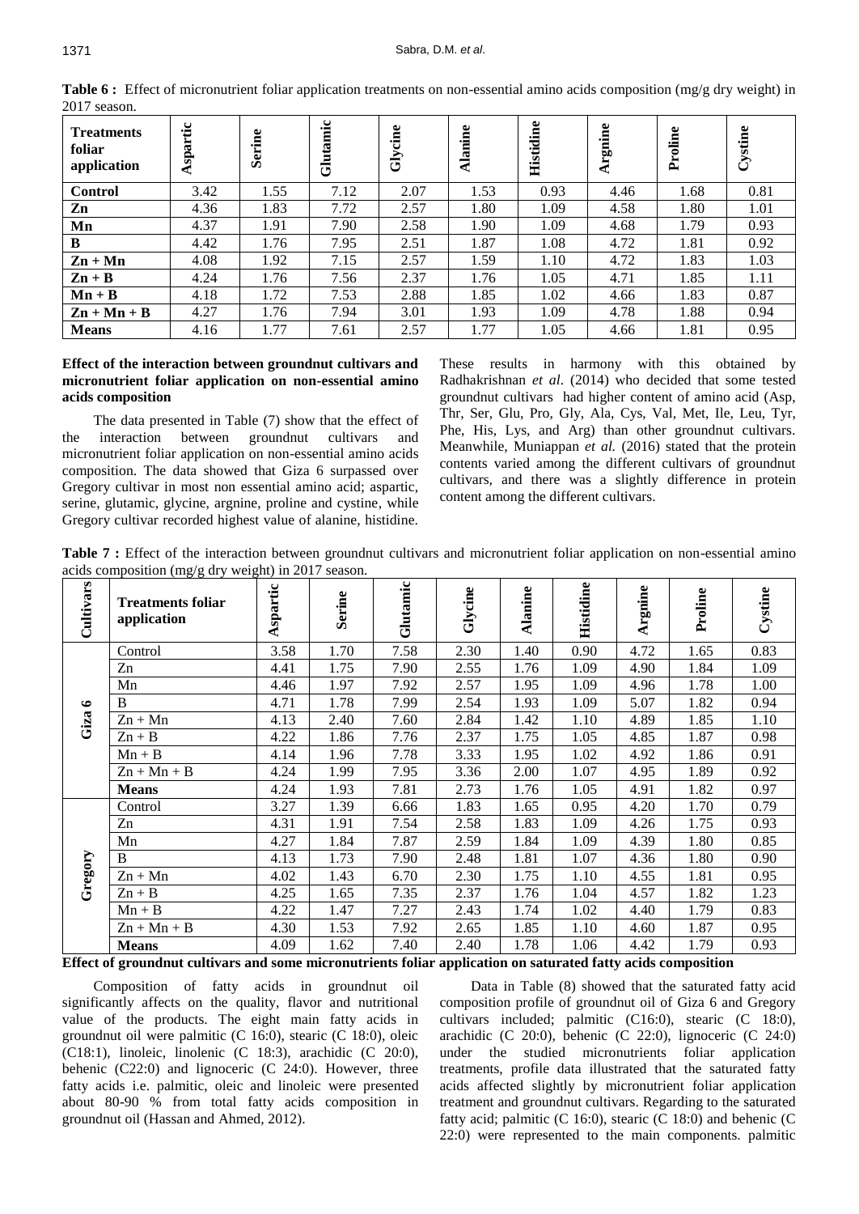**Table 6 :** Effect of micronutrient foliar application treatments on non-essential amino acids composition (mg/g dry weight) in 2017 season.

| Treatments foliar application | Aspartic | Serine | Glutamic | Glycine | Alanine | Histidine | Argnine | Proline | Cystine |
|---|---|---|---|---|---|---|---|---|---|
| **Control** | 3.42 | 1.55 | 7.12 | 2.07 | 1.53 | 0.93 | 4.46 | 1.68 | 0.81 |
| **Zn** | 4.36 | 1.83 | 7.72 | 2.57 | 1.80 | 1.09 | 4.58 | 1.80 | 1.01 |
| **Mn** | 4.37 | 1.91 | 7.90 | 2.58 | 1.90 | 1.09 | 4.68 | 1.79 | 0.93 |
| **B** | 4.42 | 1.76 | 7.95 | 2.51 | 1.87 | 1.08 | 4.72 | 1.81 | 0.92 |
| **Zn + Mn** | 4.08 | 1.92 | 7.15 | 2.57 | 1.59 | 1.10 | 4.72 | 1.83 | 1.03 |
| **Zn + B** | 4.24 | 1.76 | 7.56 | 2.37 | 1.76 | 1.05 | 4.71 | 1.85 | 1.11 |
| **Mn + B** | 4.18 | 1.72 | 7.53 | 2.88 | 1.85 | 1.02 | 4.66 | 1.83 | 0.87 |
| **Zn + Mn + B** | 4.27 | 1.76 | 7.94 | 3.01 | 1.93 | 1.09 | 4.78 | 1.88 | 0.94 |
| **Means** | 4.16 | 1.77 | 7.61 | 2.57 | 1.77 | 1.05 | 4.66 | 1.81 | 0.95 |

### Effect of the interaction between groundnut cultivars and micronutrient foliar application on non-essential amino acids composition

The data presented in Table (7) show that the effect of the interaction between groundnut cultivars and micronutrient foliar application on non-essential amino acids composition. The data showed that Giza 6 surpassed over Gregory cultivar in most non essential amino acid; aspartic, serine, glutamic, glycine, argnine, proline and cystine, while Gregory cultivar recorded highest value of alanine, histidine. These results in harmony with this obtained by Radhakrishnan *et al*. (2014) who decided that some tested groundnut cultivars had higher content of amino acid (Asp, Thr, Ser, Glu, Pro, Gly, Ala, Cys, Val, Met, Ile, Leu, Tyr, Phe, His, Lys, and Arg) than other groundnut cultivars. Meanwhile, Muniappan *et al.* (2016) stated that the protein contents varied among the different cultivars of groundnut cultivars, and there was a slightly difference in protein content among the different cultivars.

**Table 7 :** Effect of the interaction between groundnut cultivars and micronutrient foliar application on non-essential amino acids composition (mg/g dry weight) in 2017 season.

| Cultivars | Treatments foliar application | Aspartic | Serine | Glutamic | Glycine | Alanine | Histidine | Argnine | Proline | Cystine |
|---|---|---|---|---|---|---|---|---|---|---|
| Giza 6 | Control | 3.58 | 1.70 | 7.58 | 2.30 | 1.40 | 0.90 | 4.72 | 1.65 | 0.83 |
| | Zn | 4.41 | 1.75 | 7.90 | 2.55 | 1.76 | 1.09 | 4.90 | 1.84 | 1.09 |
| | Mn | 4.46 | 1.97 | 7.92 | 2.57 | 1.95 | 1.09 | 4.96 | 1.78 | 1.00 |
| | B | 4.71 | 1.78 | 7.99 | 2.54 | 1.93 | 1.09 | 5.07 | 1.82 | 0.94 |
| | Zn + Mn | 4.13 | 2.40 | 7.60 | 2.84 | 1.42 | 1.10 | 4.89 | 1.85 | 1.10 |
| | Zn + B | 4.22 | 1.86 | 7.76 | 2.37 | 1.75 | 1.05 | 4.85 | 1.87 | 0.98 |
| | Mn + B | 4.14 | 1.96 | 7.78 | 3.33 | 1.95 | 1.02 | 4.92 | 1.86 | 0.91 |
| | Zn + Mn + B | 4.24 | 1.99 | 7.95 | 3.36 | 2.00 | 1.07 | 4.95 | 1.89 | 0.92 |
| | **Means** | 4.24 | 1.93 | 7.81 | 2.73 | 1.76 | 1.05 | 4.91 | 1.82 | 0.97 |
| Gregory | Control | 3.27 | 1.39 | 6.66 | 1.83 | 1.65 | 0.95 | 4.20 | 1.70 | 0.79 |
| | Zn | 4.31 | 1.91 | 7.54 | 2.58 | 1.83 | 1.09 | 4.26 | 1.75 | 0.93 |
| | Mn | 4.27 | 1.84 | 7.87 | 2.59 | 1.84 | 1.09 | 4.39 | 1.80 | 0.85 |
| | B | 4.13 | 1.73 | 7.90 | 2.48 | 1.81 | 1.07 | 4.36 | 1.80 | 0.90 |
| | Zn + Mn | 4.02 | 1.43 | 6.70 | 2.30 | 1.75 | 1.10 | 4.55 | 1.81 | 0.95 |
| | Zn + B | 4.25 | 1.65 | 7.35 | 2.37 | 1.76 | 1.04 | 4.57 | 1.82 | 1.23 |
| | Mn + B | 4.22 | 1.47 | 7.27 | 2.43 | 1.74 | 1.02 | 4.40 | 1.79 | 0.83 |
| | Zn + Mn + B | 4.30 | 1.53 | 7.92 | 2.65 | 1.85 | 1.10 | 4.60 | 1.87 | 0.95 |
| | **Means** | 4.09 | 1.62 | 7.40 | 2.40 | 1.78 | 1.06 | 4.42 | 1.79 | 0.93 |

### Effect of groundnut cultivars and some micronutrients foliar application on saturated fatty acids composition

Composition of fatty acids in groundnut oil significantly affects on the quality, flavor and nutritional value of the products. The eight main fatty acids in groundnut oil were palmitic (C 16:0), stearic (C 18:0), oleic (C18:1), linoleic, linolenic (C 18:3), arachidic (C 20:0), behenic (C22:0) and lignoceric (C 24:0). However, three fatty acids i.e. palmitic, oleic and linoleic were presented about 80-90 % from total fatty acids composition in groundnut oil (Hassan and Ahmed, 2012).

Data in Table (8) showed that the saturated fatty acid composition profile of groundnut oil of Giza 6 and Gregory cultivars included; palmitic (C16:0), stearic (C 18:0), arachidic (C 20:0), behenic (C 22:0), lignoceric (C 24:0) under the studied micronutrients foliar application treatments, profile data illustrated that the saturated fatty acids affected slightly by micronutrient foliar application treatment and groundnut cultivars. Regarding to the saturated fatty acid; palmitic (C 16:0), stearic (C 18:0) and behenic (C 22:0) were represented to the main components. palmitic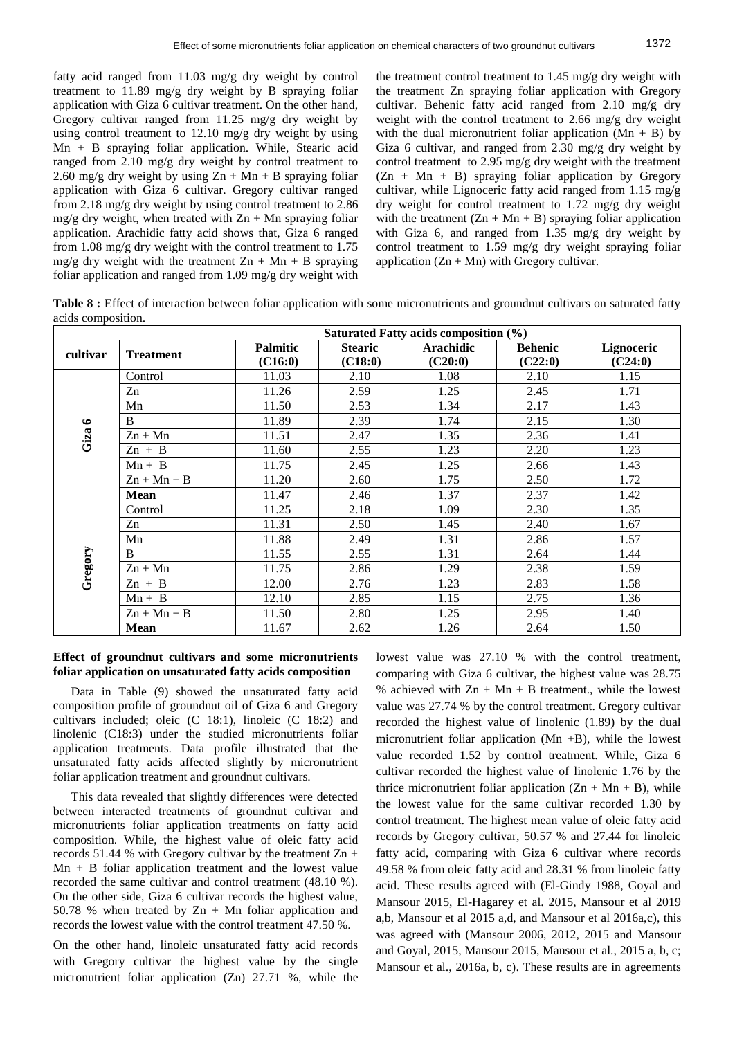fatty acid ranged from 11.03 mg/g dry weight by control treatment to 11.89 mg/g dry weight by B spraying foliar application with Giza 6 cultivar treatment. On the other hand, Gregory cultivar ranged from 11.25 mg/g dry weight by using control treatment to 12.10 mg/g dry weight by using Mn + B spraying foliar application. While, Stearic acid ranged from 2.10 mg/g dry weight by control treatment to 2.60 mg/g dry weight by using Zn + Mn + B spraying foliar application with Giza 6 cultivar. Gregory cultivar ranged from 2.18 mg/g dry weight by using control treatment to 2.86 mg/g dry weight, when treated with Zn + Mn spraying foliar application. Arachidic fatty acid shows that, Giza 6 ranged from 1.08 mg/g dry weight with the control treatment to 1.75 mg/g dry weight with the treatment Zn + Mn + B spraying foliar application and ranged from 1.09 mg/g dry weight with the treatment control treatment to 1.45 mg/g dry weight with the treatment Zn spraying foliar application with Gregory cultivar. Behenic fatty acid ranged from 2.10 mg/g dry weight with the control treatment to 2.66 mg/g dry weight with the dual micronutrient foliar application (Mn + B) by Giza 6 cultivar, and ranged from 2.30 mg/g dry weight by control treatment to 2.95 mg/g dry weight with the treatment (Zn + Mn + B) spraying foliar application by Gregory cultivar, while Lignoceric fatty acid ranged from 1.15 mg/g dry weight for control treatment to 1.72 mg/g dry weight with the treatment (Zn + Mn + B) spraying foliar application with Giza 6, and ranged from 1.35 mg/g dry weight by control treatment to 1.59 mg/g dry weight spraying foliar application (Zn + Mn) with Gregory cultivar.

**Table 8 :** Effect of interaction between foliar application with some micronutrients and groundnut cultivars on saturated fatty acids composition.

| cultivar | Treatment | Saturated Fatty acids composition (%) | | | | |
|---|---|---|---|---|---|---|
| | | Palmitic (C16:0) | Stearic (C18:0) | Arachidic (C20:0) | Behenic (C22:0) | Lignoceric (C24:0) |
| Giza 6 | Control | 11.03 | 2.10 | 1.08 | 2.10 | 1.15 |
| | Zn | 11.26 | 2.59 | 1.25 | 2.45 | 1.71 |
| | Mn | 11.50 | 2.53 | 1.34 | 2.17 | 1.43 |
| | B | 11.89 | 2.39 | 1.74 | 2.15 | 1.30 |
| | Zn + Mn | 11.51 | 2.47 | 1.35 | 2.36 | 1.41 |
| | Zn + B | 11.60 | 2.55 | 1.23 | 2.20 | 1.23 |
| | Mn + B | 11.75 | 2.45 | 1.25 | 2.66 | 1.43 |
| | Zn + Mn + B | 11.20 | 2.60 | 1.75 | 2.50 | 1.72 |
| | **Mean** | 11.47 | 2.46 | 1.37 | 2.37 | 1.42 |
| Gregory | Control | 11.25 | 2.18 | 1.09 | 2.30 | 1.35 |
| | Zn | 11.31 | 2.50 | 1.45 | 2.40 | 1.67 |
| | Mn | 11.88 | 2.49 | 1.31 | 2.86 | 1.57 |
| | B | 11.55 | 2.55 | 1.31 | 2.64 | 1.44 |
| | Zn + Mn | 11.75 | 2.86 | 1.29 | 2.38 | 1.59 |
| | Zn + B | 12.00 | 2.76 | 1.23 | 2.83 | 1.58 |
| | Mn + B | 12.10 | 2.85 | 1.15 | 2.75 | 1.36 |
| | Zn + Mn + B | 11.50 | 2.80 | 1.25 | 2.95 | 1.40 |
| | **Mean** | 11.67 | 2.62 | 1.26 | 2.64 | 1.50 |

**Effect of groundnut cultivars and some micronutrients foliar application on unsaturated fatty acids composition**

Data in Table (9) showed the unsaturated fatty acid composition profile of groundnut oil of Giza 6 and Gregory cultivars included; oleic (C 18:1), linoleic (C 18:2) and linolenic (C18:3) under the studied micronutrients foliar application treatments. Data profile illustrated that the unsaturated fatty acids affected slightly by micronutrient foliar application treatment and groundnut cultivars.

This data revealed that slightly differences were detected between interacted treatments of groundnut cultivar and micronutrients foliar application treatments on fatty acid composition. While, the highest value of oleic fatty acid records 51.44 % with Gregory cultivar by the treatment Zn + Mn + B foliar application treatment and the lowest value recorded the same cultivar and control treatment (48.10 %). On the other side, Giza 6 cultivar records the highest value, 50.78 % when treated by Zn + Mn foliar application and records the lowest value with the control treatment 47.50 %.

On the other hand, linoleic unsaturated fatty acid records with Gregory cultivar the highest value by the single micronutrient foliar application (Zn) 27.71 %, while the lowest value was 27.10 % with the control treatment, comparing with Giza 6 cultivar, the highest value was 28.75 % achieved with Zn + Mn + B treatment., while the lowest value was 27.74 % by the control treatment. Gregory cultivar recorded the highest value of linolenic (1.89) by the dual micronutrient foliar application (Mn +B), while the lowest value recorded 1.52 by control treatment. While, Giza 6 cultivar recorded the highest value of linolenic 1.76 by the thrice micronutrient foliar application (Zn + Mn + B), while the lowest value for the same cultivar recorded 1.30 by control treatment. The highest mean value of oleic fatty acid records by Gregory cultivar, 50.57 % and 27.44 for linoleic fatty acid, comparing with Giza 6 cultivar where records 49.58 % from oleic fatty acid and 28.31 % from linoleic fatty acid. These results agreed with (El-Gindy 1988, Goyal and Mansour 2015, El-Hagarey et al. 2015, Mansour et al 2019 a,b, Mansour et al 2015 a,d, and Mansour et al 2016a,c), this was agreed with (Mansour 2006, 2012, 2015 and Mansour and Goyal, 2015, Mansour 2015, Mansour et al., 2015 a, b, c; Mansour et al., 2016a, b, c). These results are in agreements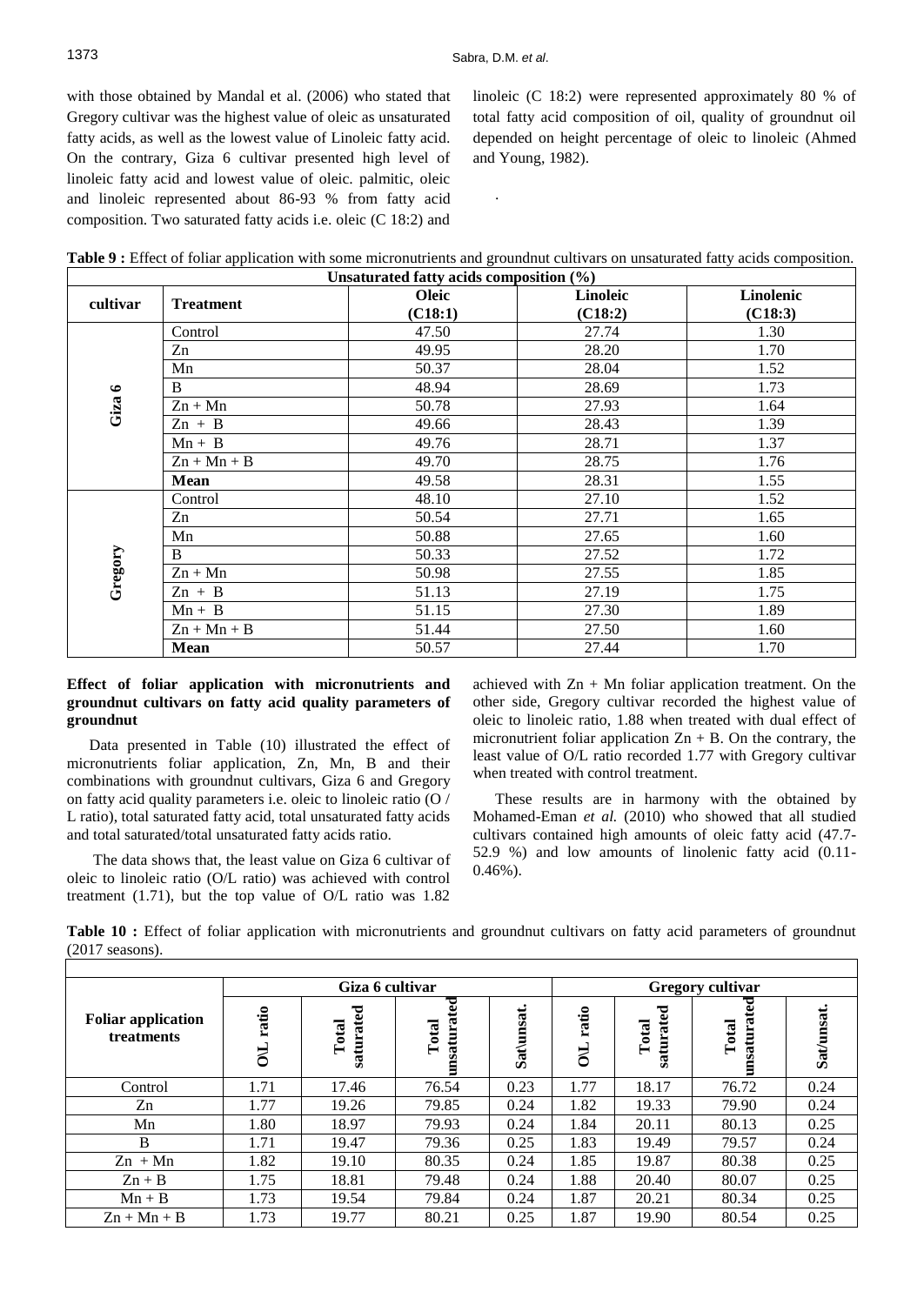with those obtained by Mandal et al. (2006) who stated that Gregory cultivar was the highest value of oleic as unsaturated fatty acids, as well as the lowest value of Linoleic fatty acid. On the contrary, Giza 6 cultivar presented high level of linoleic fatty acid and lowest value of oleic. palmitic, oleic and linoleic represented about 86-93 % from fatty acid composition. Two saturated fatty acids i.e. oleic (C 18:2) and linoleic (C 18:2) were represented approximately 80 % of total fatty acid composition of oil, quality of groundnut oil depended on height percentage of oleic to linoleic (Ahmed and Young, 1982).

.

**Table 9 :** Effect of foliar application with some micronutrients and groundnut cultivars on unsaturated fatty acids composition.

| cultivar | Treatment | Unsaturated fatty acids composition (%) | | |
|---|---|---|---|---|
| | | **Oleic (C18:1)** | **Linoleic (C18:2)** | **Linolenic (C18:3)** |
| **Giza 6** | Control | 47.50 | 27.74 | 1.30 |
| | Zn | 49.95 | 28.20 | 1.70 |
| | Mn | 50.37 | 28.04 | 1.52 |
| | B | 48.94 | 28.69 | 1.73 |
| | Zn + Mn | 50.78 | 27.93 | 1.64 |
| | Zn + B | 49.66 | 28.43 | 1.39 |
| | Mn + B | 49.76 | 28.71 | 1.37 |
| | Zn + Mn + B | 49.70 | 28.75 | 1.76 |
| | **Mean** | 49.58 | 28.31 | 1.55 |
| **Gregory** | Control | 48.10 | 27.10 | 1.52 |
| | Zn | 50.54 | 27.71 | 1.65 |
| | Mn | 50.88 | 27.65 | 1.60 |
| | B | 50.33 | 27.52 | 1.72 |
| | Zn + Mn | 50.98 | 27.55 | 1.85 |
| | Zn + B | 51.13 | 27.19 | 1.75 |
| | Mn + B | 51.15 | 27.30 | 1.89 |
| | Zn + Mn + B | 51.44 | 27.50 | 1.60 |
| | **Mean** | 50.57 | 27.44 | 1.70 |

**Effect of foliar application with micronutrients and groundnut cultivars on fatty acid quality parameters of groundnut**

Data presented in Table (10) illustrated the effect of micronutrients foliar application, Zn, Mn, B and their combinations with groundnut cultivars, Giza 6 and Gregory on fatty acid quality parameters i.e. oleic to linoleic ratio (O / L ratio), total saturated fatty acid, total unsaturated fatty acids and total saturated/total unsaturated fatty acids ratio.

The data shows that, the least value on Giza 6 cultivar of oleic to linoleic ratio (O/L ratio) was achieved with control treatment (1.71), but the top value of O/L ratio was 1.82 achieved with Zn + Mn foliar application treatment. On the other side, Gregory cultivar recorded the highest value of oleic to linoleic ratio, 1.88 when treated with dual effect of micronutrient foliar application Zn + B. On the contrary, the least value of O/L ratio recorded 1.77 with Gregory cultivar when treated with control treatment.

These results are in harmony with the obtained by Mohamed-Eman *et al.* (2010) who showed that all studied cultivars contained high amounts of oleic fatty acid (47.7-52.9 %) and low amounts of linolenic fatty acid (0.11-0.46%).

**Table 10 :** Effect of foliar application with micronutrients and groundnut cultivars on fatty acid parameters of groundnut (2017 seasons).

| Foliar application treatments | Giza 6 cultivar | | | | Gregory cultivar | | | |
|---|---|---|---|---|---|---|---|---|
| | **O\L ratio** | **Total saturated** | **Total unsaturated** | **Sat\unsat.** | **O\L ratio** | **Total saturated** | **Total unsaturated** | **Sat/unsat.** |
| Control | 1.71 | 17.46 | 76.54 | 0.23 | 1.77 | 18.17 | 76.72 | 0.24 |
| Zn | 1.77 | 19.26 | 79.85 | 0.24 | 1.82 | 19.33 | 79.90 | 0.24 |
| Mn | 1.80 | 18.97 | 79.93 | 0.24 | 1.84 | 20.11 | 80.13 | 0.25 |
| B | 1.71 | 19.47 | 79.36 | 0.25 | 1.83 | 19.49 | 79.57 | 0.24 |
| Zn + Mn | 1.82 | 19.10 | 80.35 | 0.24 | 1.85 | 19.87 | 80.38 | 0.25 |
| Zn + B | 1.75 | 18.81 | 79.48 | 0.24 | 1.88 | 20.40 | 80.07 | 0.25 |
| Mn + B | 1.73 | 19.54 | 79.84 | 0.24 | 1.87 | 20.21 | 80.34 | 0.25 |
| Zn + Mn + B | 1.73 | 19.77 | 80.21 | 0.25 | 1.87 | 19.90 | 80.54 | 0.25 |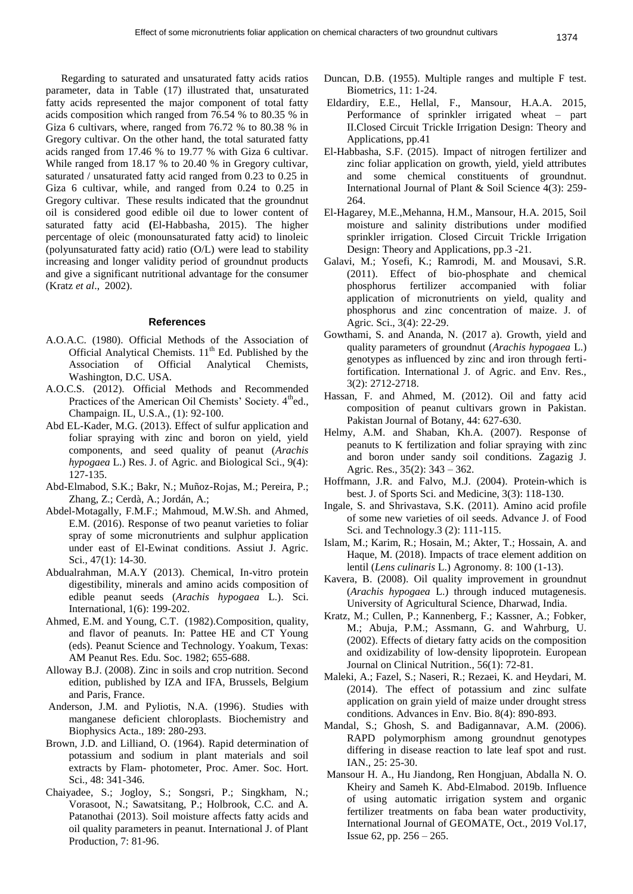Regarding to saturated and unsaturated fatty acids ratios parameter, data in Table (17) illustrated that, unsaturated fatty acids represented the major component of total fatty acids composition which ranged from 76.54 % to 80.35 % in Giza 6 cultivars, where, ranged from 76.72 % to 80.38 % in Gregory cultivar. On the other hand, the total saturated fatty acids ranged from 17.46 % to 19.77 % with Giza 6 cultivar. While ranged from 18.17 % to 20.40 % in Gregory cultivar, saturated / unsaturated fatty acid ranged from 0.23 to 0.25 in Giza 6 cultivar, while, and ranged from 0.24 to 0.25 in Gregory cultivar. These results indicated that the groundnut oil is considered good edible oil due to lower content of saturated fatty acid **(**El-Habbasha, 2015). The higher percentage of oleic (monounsaturated fatty acid) to linoleic (polyunsaturated fatty acid) ratio (O/L) were lead to stability increasing and longer validity period of groundnut products and give a significant nutritional advantage for the consumer (Kratz *et al*., 2002).

## References

A.O.A.C. (1980). Official Methods of the Association of Official Analytical Chemists. 11th Ed. Published by the Association of Official Analytical Chemists, Washington, D.C. USA.

A.O.C.S. (2012). Official Methods and Recommended Practices of the American Oil Chemists' Society. 4th ed., Champaign. IL, U.S.A., (1): 92-100.

Abd EL-Kader, M.G. (2013). Effect of sulfur application and foliar spraying with zinc and boron on yield, yield components, and seed quality of peanut (*Arachis hypogaea* L.) Res. J. of Agric. and Biological Sci., 9(4): 127-135.

Abd-Elmabod, S.K.; Bakr, N.; Muñoz-Rojas, M.; Pereira, P.; Zhang, Z.; Cerdà, A.; Jordán, A.;

Abdel-Motagally, F.M.F.; Mahmoud, M.W.Sh. and Ahmed, E.M. (2016). Response of two peanut varieties to foliar spray of some micronutrients and sulphur application under east of El-Ewinat conditions. Assiut J. Agric. Sci., 47(1): 14-30.

Abdualrahman, M.A.Y (2013). Chemical, In-vitro protein digestibility, minerals and amino acids composition of edible peanut seeds (*Arachis hypogaea* L.). Sci. International, 1(6): 199-202.

Ahmed, E.M. and Young, C.T. (1982).Composition, quality, and flavor of peanuts. In: Pattee HE and CT Young (eds). Peanut Science and Technology. Yoakum, Texas: AM Peanut Res. Edu. Soc. 1982; 655-688.

Alloway B.J. (2008). Zinc in soils and crop nutrition. Second edition, published by IZA and IFA, Brussels, Belgium and Paris, France.

Anderson, J.M. and Pyliotis, N.A. (1996). Studies with manganese deficient chloroplasts. Biochemistry and Biophysics Acta., 189: 280-293.

Brown, J.D. and Lilliand, O. (1964). Rapid determination of potassium and sodium in plant materials and soil extracts by Flam- photometer, Proc. Amer. Soc. Hort. Sci., 48: 341-346.

Chaiyadee, S.; Jogloy, S.; Songsri, P.; Singkham, N.; Vorasoot, N.; Sawatsitang, P.; Holbrook, C.C. and A. Patanothai (2013). Soil moisture affects fatty acids and oil quality parameters in peanut. International J. of Plant Production, 7: 81-96.

Duncan, D.B. (1955). Multiple ranges and multiple F test. Biometrics, 11: 1-24.

Eldardiry, E.E., Hellal, F., Mansour, H.A.A. 2015, Performance of sprinkler irrigated wheat – part II.Closed Circuit Trickle Irrigation Design: Theory and Applications, pp.41

El-Habbasha, S.F. (2015). Impact of nitrogen fertilizer and zinc foliar application on growth, yield, yield attributes and some chemical constituents of groundnut. International Journal of Plant & Soil Science 4(3): 259-264.

El-Hagarey, M.E.,Mehanna, H.M., Mansour, H.A. 2015, Soil moisture and salinity distributions under modified sprinkler irrigation. Closed Circuit Trickle Irrigation Design: Theory and Applications, pp.3 -21.

Galavi, M.; Yosefi, K.; Ramrodi, M. and Mousavi, S.R. (2011). Effect of bio-phosphate and chemical phosphorus fertilizer accompanied with foliar application of micronutrients on yield, quality and phosphorus and zinc concentration of maize. J. of Agric. Sci., 3(4): 22-29.

Gowthami, S. and Ananda, N. (2017 a). Growth, yield and quality parameters of groundnut (*Arachis hypogaea* L.) genotypes as influenced by zinc and iron through ferti-fortification. International J. of Agric. and Env. Res., 3(2): 2712-2718.

Hassan, F. and Ahmed, M. (2012). Oil and fatty acid composition of peanut cultivars grown in Pakistan. Pakistan Journal of Botany, 44: 627-630.

Helmy, A.M. and Shaban, Kh.A. (2007). Response of peanuts to K fertilization and foliar spraying with zinc and boron under sandy soil conditions. Zagazig J. Agric. Res., 35(2): 343 – 362.

Hoffmann, J.R. and Falvo, M.J. (2004). Protein-which is best. J. of Sports Sci. and Medicine, 3(3): 118-130.

Ingale, S. and Shrivastava, S.K. (2011). Amino acid profile of some new varieties of oil seeds. Advance J. of Food Sci. and Technology.3 (2): 111-115.

Islam, M.; Karim, R.; Hosain, M.; Akter, T.; Hossain, A. and Haque, M. (2018). Impacts of trace element addition on lentil (*Lens culinaris* L.) Agronomy. 8: 100 (1-13).

Kavera, B. (2008). Oil quality improvement in groundnut (*Arachis hypogaea* L.) through induced mutagenesis. University of Agricultural Science, Dharwad, India.

Kratz, M.; Cullen, P.; Kannenberg, F.; Kassner, A.; Fobker, M.; Abuja, P.M.; Assmann, G. and Wahrburg, U. (2002). Effects of dietary fatty acids on the composition and oxidizability of low-density lipoprotein. European Journal on Clinical Nutrition., 56(1): 72-81.

Maleki, A.; Fazel, S.; Naseri, R.; Rezaei, K. and Heydari, M. (2014). The effect of potassium and zinc sulfate application on grain yield of maize under drought stress conditions. Advances in Env. Bio. 8(4): 890-893.

Mandal, S.; Ghosh, S. and Badigannavar, A.M. (2006). RAPD polymorphism among groundnut genotypes differing in disease reaction to late leaf spot and rust. IAN., 25: 25-30.

Mansour H. A., Hu Jiandong, Ren Hongjuan, Abdalla N. O. Kheiry and Sameh K. Abd-Elmabod. 2019b. Influence of using automatic irrigation system and organic fertilizer treatments on faba bean water productivity, International Journal of GEOMATE, Oct., 2019 Vol.17, Issue 62, pp. 256 – 265.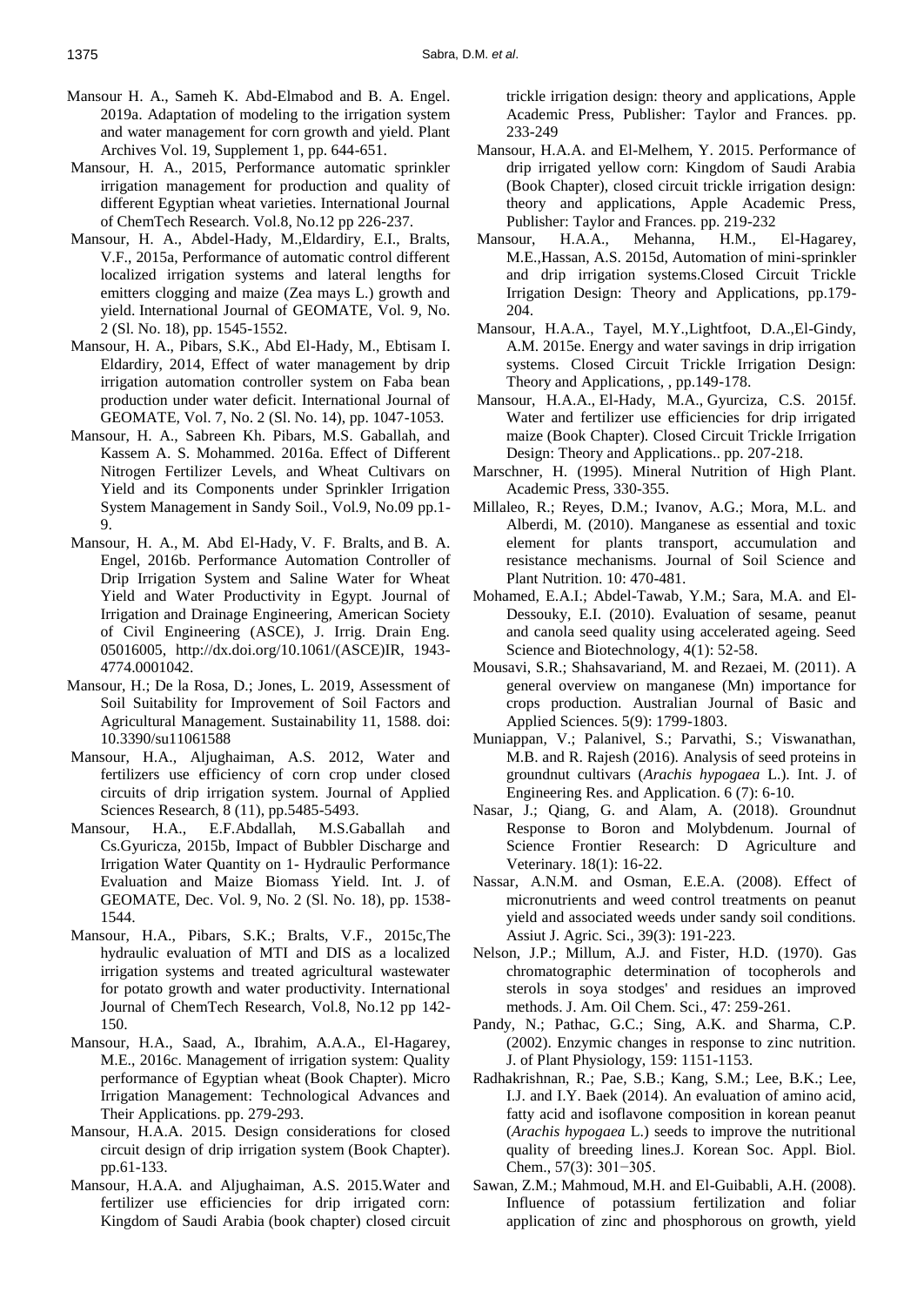Mansour H. A., Sameh K. Abd-Elmabod and B. A. Engel. 2019a. Adaptation of modeling to the irrigation system and water management for corn growth and yield. Plant Archives Vol. 19, Supplement 1, pp. 644-651.

Mansour, H. A., 2015, Performance automatic sprinkler irrigation management for production and quality of different Egyptian wheat varieties. International Journal of ChemTech Research. Vol.8, No.12 pp 226-237.

Mansour, H. A., Abdel-Hady, M.,Eldardiry, E.I., Bralts, V.F., 2015a, Performance of automatic control different localized irrigation systems and lateral lengths for emitters clogging and maize (Zea mays L.) growth and yield. International Journal of GEOMATE, Vol. 9, No. 2 (Sl. No. 18), pp. 1545-1552.

Mansour, H. A., Pibars, S.K., Abd El-Hady, M., Ebtisam I. Eldardiry, 2014, Effect of water management by drip irrigation automation controller system on Faba bean production under water deficit. International Journal of GEOMATE, Vol. 7, No. 2 (Sl. No. 14), pp. 1047-1053.

Mansour, H. A., Sabreen Kh. Pibars, M.S. Gaballah, and Kassem A. S. Mohammed. 2016a. Effect of Different Nitrogen Fertilizer Levels, and Wheat Cultivars on Yield and its Components under Sprinkler Irrigation System Management in Sandy Soil., Vol.9, No.09 pp.1-9.

Mansour, H. A., M. Abd El-Hady, V. F. Bralts, and B. A. Engel, 2016b. Performance Automation Controller of Drip Irrigation System and Saline Water for Wheat Yield and Water Productivity in Egypt. Journal of Irrigation and Drainage Engineering, American Society of Civil Engineering (ASCE), J. Irrig. Drain Eng. 05016005, http://dx.doi.org/10.1061/(ASCE)IR, 1943-4774.0001042.

Mansour, H.; De la Rosa, D.; Jones, L. 2019, Assessment of Soil Suitability for Improvement of Soil Factors and Agricultural Management. Sustainability 11, 1588. doi: 10.3390/su11061588

Mansour, H.A., Aljughaiman, A.S. 2012, Water and fertilizers use efficiency of corn crop under closed circuits of drip irrigation system. Journal of Applied Sciences Research, 8 (11), pp.5485-5493.

Mansour, H.A., E.F.Abdallah, M.S.Gaballah and Cs.Gyuricza, 2015b, Impact of Bubbler Discharge and Irrigation Water Quantity on 1- Hydraulic Performance Evaluation and Maize Biomass Yield. Int. J. of GEOMATE, Dec. Vol. 9, No. 2 (Sl. No. 18), pp. 1538-1544.

Mansour, H.A., Pibars, S.K.; Bralts, V.F., 2015c,The hydraulic evaluation of MTI and DIS as a localized irrigation systems and treated agricultural wastewater for potato growth and water productivity. International Journal of ChemTech Research, Vol.8, No.12 pp 142-150.

Mansour, H.A., Saad, A., Ibrahim, A.A.A., El-Hagarey, M.E., 2016c. Management of irrigation system: Quality performance of Egyptian wheat (Book Chapter). Micro Irrigation Management: Technological Advances and Their Applications. pp. 279-293.

Mansour, H.A.A. 2015. Design considerations for closed circuit design of drip irrigation system (Book Chapter). pp.61-133.

Mansour, H.A.A. and Aljughaiman, A.S. 2015.Water and fertilizer use efficiencies for drip irrigated corn: Kingdom of Saudi Arabia (book chapter) closed circuit trickle irrigation design: theory and applications, Apple Academic Press, Publisher: Taylor and Frances. pp. 233-249

Mansour, H.A.A. and El-Melhem, Y. 2015. Performance of drip irrigated yellow corn: Kingdom of Saudi Arabia (Book Chapter), closed circuit trickle irrigation design: theory and applications, Apple Academic Press, Publisher: Taylor and Frances. pp. 219-232

Mansour, H.A.A., Mehanna, H.M., El-Hagarey, M.E.,Hassan, A.S. 2015d, Automation of mini-sprinkler and drip irrigation systems.Closed Circuit Trickle Irrigation Design: Theory and Applications, pp.179-204.

Mansour, H.A.A., Tayel, M.Y.,Lightfoot, D.A.,El-Gindy, A.M. 2015e. Energy and water savings in drip irrigation systems. Closed Circuit Trickle Irrigation Design: Theory and Applications, , pp.149-178.

Mansour, H.A.A., El-Hady, M.A., Gyurciza, C.S. 2015f. Water and fertilizer use efficiencies for drip irrigated maize (Book Chapter). Closed Circuit Trickle Irrigation Design: Theory and Applications.. pp. 207-218.

Marschner, H. (1995). Mineral Nutrition of High Plant. Academic Press, 330-355.

Millaleo, R.; Reyes, D.M.; Ivanov, A.G.; Mora, M.L. and Alberdi, M. (2010). Manganese as essential and toxic element for plants transport, accumulation and resistance mechanisms. Journal of Soil Science and Plant Nutrition. 10: 470-481.

Mohamed, E.A.I.; Abdel-Tawab, Y.M.; Sara, M.A. and El-Dessouky, E.I. (2010). Evaluation of sesame, peanut and canola seed quality using accelerated ageing. Seed Science and Biotechnology, 4(1): 52-58.

Mousavi, S.R.; Shahsavariand, M. and Rezaei, M. (2011). A general overview on manganese (Mn) importance for crops production. Australian Journal of Basic and Applied Sciences. 5(9): 1799-1803.

Muniappan, V.; Palanivel, S.; Parvathi, S.; Viswanathan, M.B. and R. Rajesh (2016). Analysis of seed proteins in groundnut cultivars (*Arachis hypogaea* L.). Int. J. of Engineering Res. and Application. 6 (7): 6-10.

Nasar, J.; Qiang, G. and Alam, A. (2018). Groundnut Response to Boron and Molybdenum. Journal of Science Frontier Research: D Agriculture and Veterinary. 18(1): 16-22.

Nassar, A.N.M. and Osman, E.E.A. (2008). Effect of micronutrients and weed control treatments on peanut yield and associated weeds under sandy soil conditions. Assiut J. Agric. Sci., 39(3): 191-223.

Nelson, J.P.; Millum, A.J. and Fister, H.D. (1970). Gas chromatographic determination of tocopherols and sterols in soya stodges' and residues an improved methods. J. Am. Oil Chem. Sci., 47: 259-261.

Pandy, N.; Pathac, G.C.; Sing, A.K. and Sharma, C.P. (2002). Enzymic changes in response to zinc nutrition. J. of Plant Physiology, 159: 1151-1153.

Radhakrishnan, R.; Pae, S.B.; Kang, S.M.; Lee, B.K.; Lee, I.J. and I.Y. Baek (2014). An evaluation of amino acid, fatty acid and isoflavone composition in korean peanut (*Arachis hypogaea* L.) seeds to improve the nutritional quality of breeding lines.J. Korean Soc. Appl. Biol. Chem., 57(3): 301−305.

Sawan, Z.M.; Mahmoud, M.H. and El-Guibabli, A.H. (2008). Influence of potassium fertilization and foliar application of zinc and phosphorous on growth, yield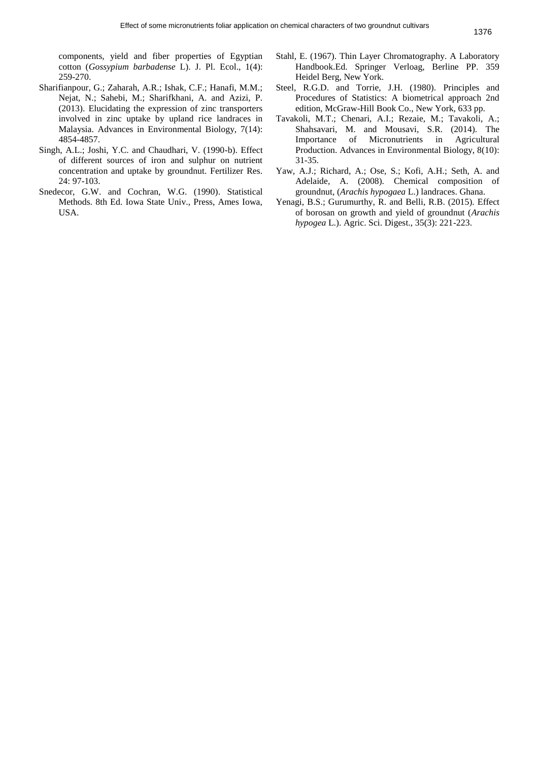components, yield and fiber properties of Egyptian cotton (*Gossypium barbadense* L). J. Pl. Ecol., 1(4): 259-270.

Sharifianpour, G.; Zaharah, A.R.; Ishak, C.F.; Hanafi, M.M.; Nejat, N.; Sahebi, M.; Sharifkhani, A. and Azizi, P. (2013). Elucidating the expression of zinc transporters involved in zinc uptake by upland rice landraces in Malaysia. Advances in Environmental Biology, 7(14): 4854-4857.

Singh, A.L.; Joshi, Y.C. and Chaudhari, V. (1990-b). Effect of different sources of iron and sulphur on nutrient concentration and uptake by groundnut. Fertilizer Res. 24: 97-103.

Snedecor, G.W. and Cochran, W.G. (1990). Statistical Methods. 8th Ed. Iowa State Univ., Press, Ames Iowa, USA.

Stahl, E. (1967). Thin Layer Chromatography. A Laboratory Handbook.Ed. Springer Verloag, Berline PP. 359 Heidel Berg, New York.

Steel, R.G.D. and Torrie, J.H. (1980). Principles and Procedures of Statistics: A biometrical approach 2nd edition, McGraw-Hill Book Co., New York, 633 pp.

Tavakoli, M.T.; Chenari, A.I.; Rezaie, M.; Tavakoli, A.; Shahsavari, M. and Mousavi, S.R. (2014). The Importance of Micronutrients in Agricultural Production. Advances in Environmental Biology, 8(10): 31-35.

Yaw, A.J.; Richard, A.; Ose, S.; Kofi, A.H.; Seth, A. and Adelaide, A. (2008). Chemical composition of groundnut, (*Arachis hypogaea* L.) landraces. Ghana.

Yenagi, B.S.; Gurumurthy, R. and Belli, R.B. (2015). Effect of borosan on growth and yield of groundnut (*Arachis hypogea* L.). Agric. Sci. Digest., 35(3): 221-223.